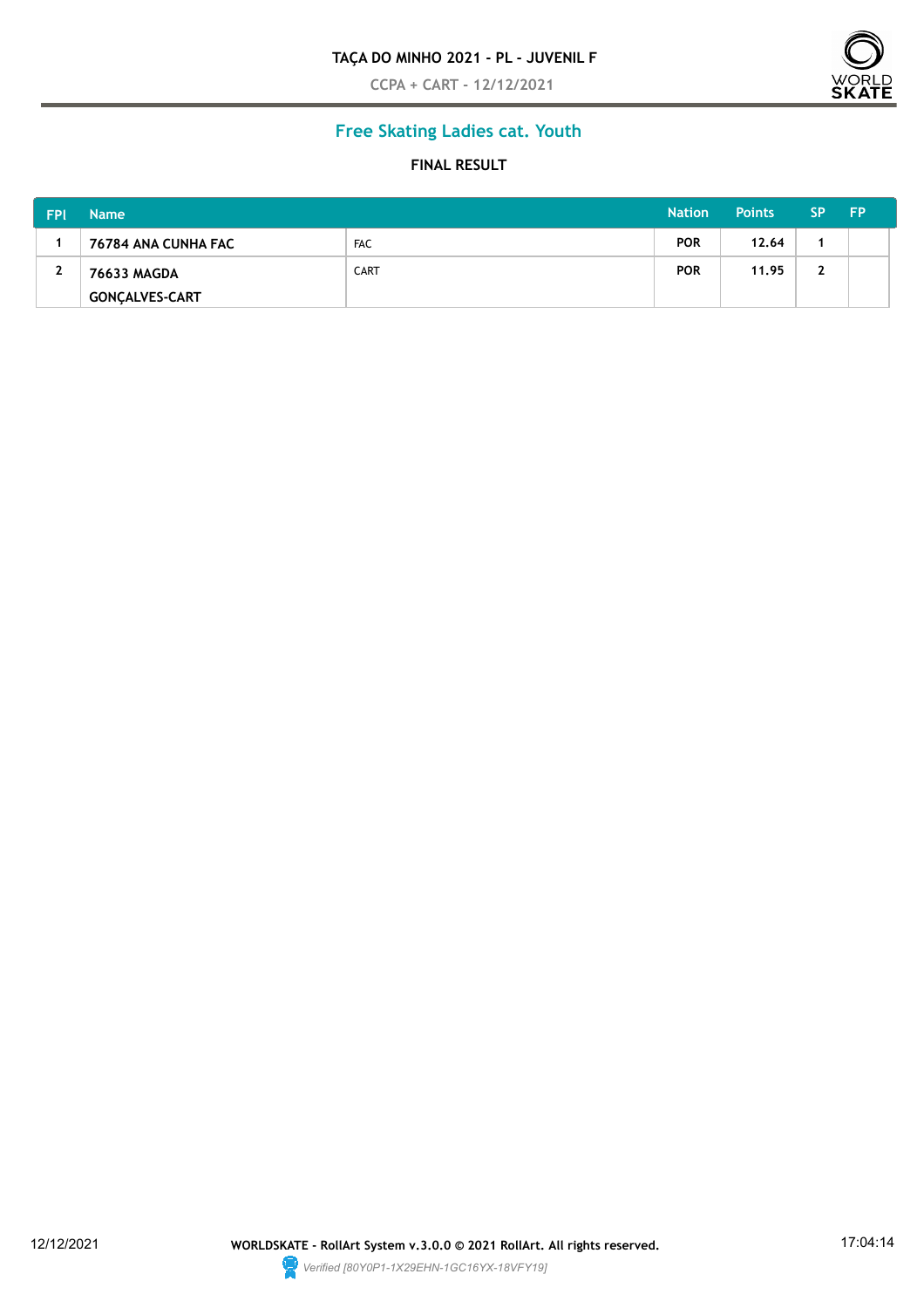**TAÇA DO MINHO 2021 - PL - JUVENIL F**

CCPA + CART - 12/12/2021

## Free Skating Ladies cat. Youth

**FINAL RESULT**

| FPl | Name | | Nation | Points | SP | FP |
|---|---|---|---|---|---|---|
| 1 | 76784 ANA CUNHA FAC | FAC | POR | 12.64 | 1 | |
| 2 | 76633 MAGDA GONÇALVES-CART | CART | POR | 11.95 | 2 | |

12/12/2021 WORLDSKATE - RollArt System v.3.0.0 © 2021 RollArt. All rights reserved. 17:04:14

*Verified [80Y0P1-1X29EHN-1GC16YX-18VFY19]*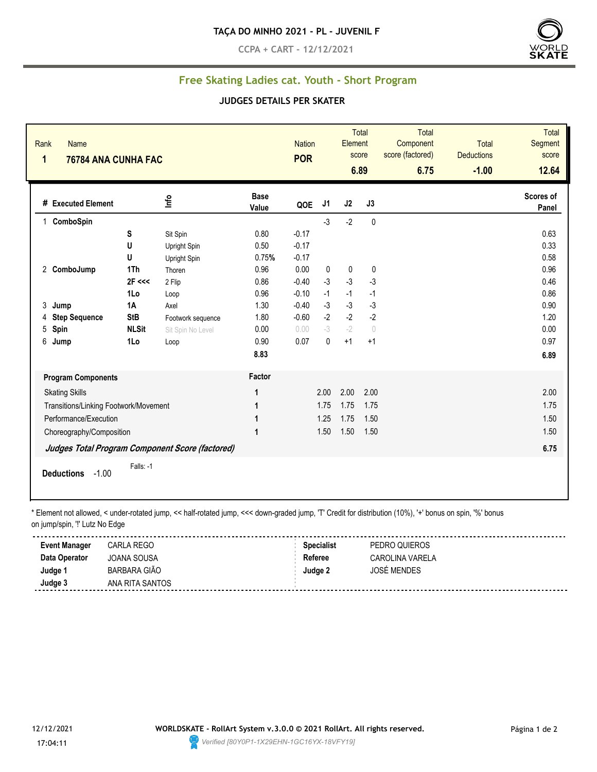**TAÇA DO MINHO 2021 - PL - JUVENIL F**

**CCPA + CART - 12/12/2021**

## Free Skating Ladies cat. Youth - Short Program

### JUDGES DETAILS PER SKATER

| Rank | Name | Nation | Total Element score | Total Component score (factored) | Total Deductions | Total Segment score |
|---|---|---|---|---|---|---|
| 1 | 76784 ANA CUNHA FAC | POR | 6.89 | 6.75 | -1.00 | 12.64 |

| # | Executed Element | Info | | Base Value | QOE | J1 | J2 | J3 | Scores of Panel |
|---|---|---|---|---|---|---|---|---|---|
| 1 | ComboSpin | | | | | -3 | -2 | 0 | |
| | | S | Sit Spin | 0.80 | -0.17 | | | | 0.63 |
| | | U | Upright Spin | 0.50 | -0.17 | | | | 0.33 |
| | | U | Upright Spin | 0.75% | -0.17 | | | | 0.58 |
| 2 | ComboJump | 1Th | Thoren | 0.96 | 0.00 | 0 | 0 | 0 | 0.96 |
| | | 2F <<< | 2 Flip | 0.86 | -0.40 | -3 | -3 | -3 | 0.46 |
| | | 1Lo | Loop | 0.96 | -0.10 | -1 | -1 | -1 | 0.86 |
| 3 | Jump | 1A | Axel | 1.30 | -0.40 | -3 | -3 | -3 | 0.90 |
| 4 | Step Sequence | StB | Footwork sequence | 1.80 | -0.60 | -2 | -2 | -2 | 1.20 |
| 5 | Spin | NLSit | Sit Spin No Level | 0.00 | 0.00 | -3 | -2 | 0 | 0.00 |
| 6 | Jump | 1Lo | Loop | 0.90 | 0.07 | 0 | +1 | +1 | 0.97 |
| | | | | 8.83 | | | | | 6.89 |

| Program Components | Factor | J1 | J2 | J3 | |
|---|---|---|---|---|---|
| Skating Skills | 1 | 2.00 | 2.00 | 2.00 | 2.00 |
| Transitions/Linking Footwork/Movement | 1 | 1.75 | 1.75 | 1.75 | 1.75 |
| Performance/Execution | 1 | 1.25 | 1.75 | 1.50 | 1.50 |
| Choreography/Composition | 1 | 1.50 | 1.50 | 1.50 | 1.50 |
| *Judges Total Program Component Score (factored)* | | | | | 6.75 |

**Deductions** -1.00 Falls: -1

\* Element not allowed, < under-rotated jump, << half-rotated jump, <<< down-graded jump, 'T' Credit for distribution (10%), '+' bonus on spin, '%' bonus on jump/spin, '!' Lutz No Edge

| | | | |
|---|---|---|---|
| **Event Manager** | CARLA REGO | **Specialist** | PEDRO QUIEROS |
| **Data Operator** | JOANA SOUSA | **Referee** | CAROLINA VARELA |
| **Judge 1** | BARBARA GIÃO | **Judge 2** | JOSÉ MENDES |
| **Judge 3** | ANA RITA SANTOS | | |

12/12/2021 17:04:11

**WORLDSKATE - RollArt System v.3.0.0 © 2021 RollArt. All rights reserved.**

*Verified [80Y0P1-1X29EHN-1GC16YX-18VFY19]*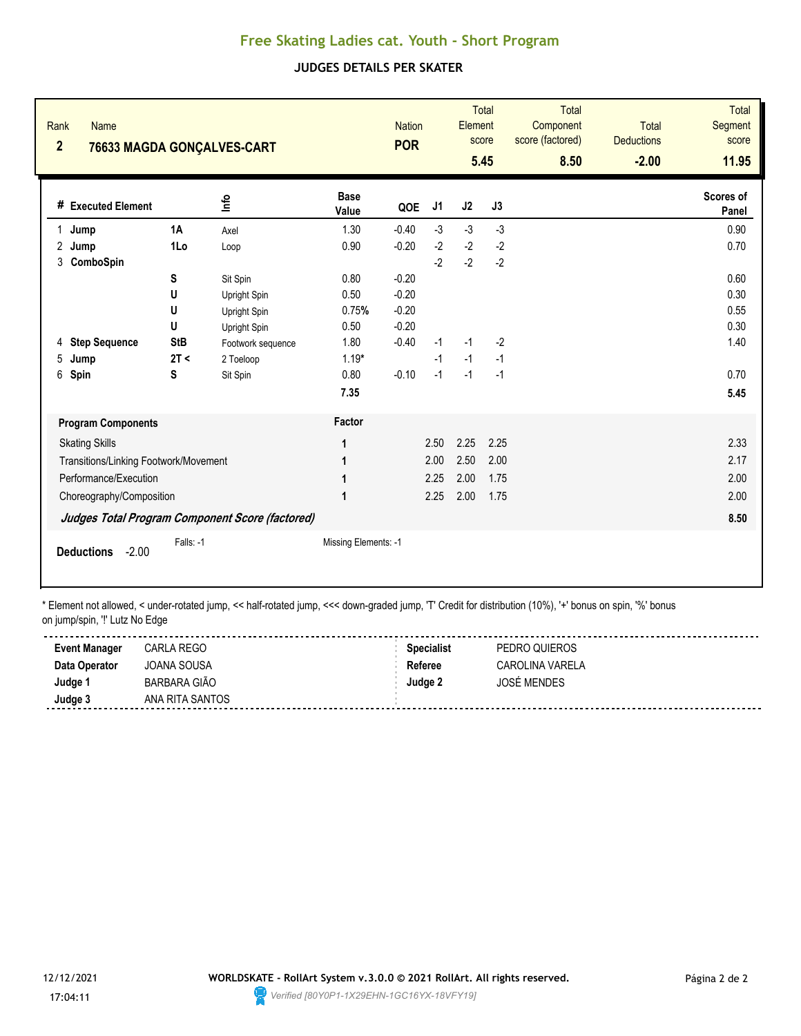# Free Skating Ladies cat. Youth - Short Program

## JUDGES DETAILS PER SKATER

| Rank | Name | Nation | Total Element score | Total Component score (factored) | Total Deductions | Total Segment score |
|---|---|---|---|---|---|---|
| 2 | 76633 MAGDA GONÇALVES-CART | POR | 5.45 | 8.50 | -2.00 | 11.95 |

| # | Executed Element | | Info | Base Value | QOE | J1 | J2 | J3 | Scores of Panel |
|---|---|---|---|---|---|---|---|---|---|
| 1 | Jump | 1A | Axel | 1.30 | -0.40 | -3 | -3 | -3 | 0.90 |
| 2 | Jump | 1Lo | Loop | 0.90 | -0.20 | -2 | -2 | -2 | 0.70 |
| 3 | ComboSpin | | | | | -2 | -2 | -2 | |
| | | S | Sit Spin | 0.80 | -0.20 | | | | 0.60 |
| | | U | Upright Spin | 0.50 | -0.20 | | | | 0.30 |
| | | U | Upright Spin | 0.75% | -0.20 | | | | 0.55 |
| | | U | Upright Spin | 0.50 | -0.20 | | | | 0.30 |
| 4 | Step Sequence | StB | Footwork sequence | 1.80 | -0.40 | -1 | -1 | -2 | 1.40 |
| 5 | Jump | 2T < | 2 Toeloop | 1.19* | | -1 | -1 | -1 | |
| 6 | Spin | S | Sit Spin | 0.80 | -0.10 | -1 | -1 | -1 | 0.70 |
| | | | | 7.35 | | | | | 5.45 |

| Program Components | Factor | J1 | J2 | J3 | |
|---|---|---|---|---|---|
| Skating Skills | 1 | 2.50 | 2.25 | 2.25 | 2.33 |
| Transitions/Linking Footwork/Movement | 1 | 2.00 | 2.50 | 2.00 | 2.17 |
| Performance/Execution | 1 | 2.25 | 2.00 | 1.75 | 2.00 |
| Choreography/Composition | 1 | 2.25 | 2.00 | 1.75 | 2.00 |
| *Judges Total Program Component Score (factored)* | | | | | 8.50 |

**Deductions** -2.00 Falls: -1 Missing Elements: -1

\* Element not allowed, < under-rotated jump, << half-rotated jump, <<< down-graded jump, 'T' Credit for distribution (10%), '+' bonus on spin, '%' bonus on jump/spin, '!' Lutz No Edge

| | | | |
|---|---|---|---|
| **Event Manager** | CARLA REGO | **Specialist** | PEDRO QUIEROS |
| **Data Operator** | JOANA SOUSA | **Referee** | CAROLINA VARELA |
| **Judge 1** | BARBARA GIÃO | **Judge 2** | JOSÉ MENDES |
| **Judge 3** | ANA RITA SANTOS | | |

12/12/2021 17:04:11

WORLDSKATE - RollArt System v.3.0.0 © 2021 RollArt. All rights reserved.

Verified [80Y0P1-1X29EHN-1GC16YX-18VFY19]